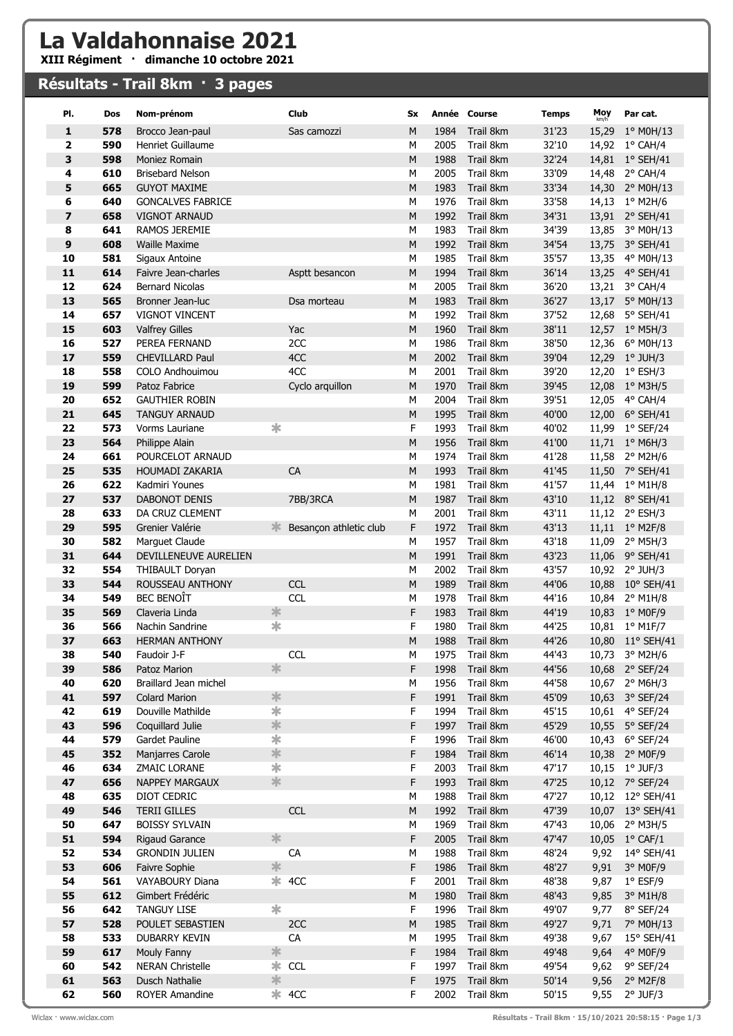# La Valdahonnaise 2021

**XIII Régiment · dimanche 10 octobre 2021**

## Résultats - Trail 8km · 3 pages

| Pl. | Dos | Nom-prénom | | Club | Sx | Année | Course | Temps | Moy km/h | Par cat. |
|---|---|---|---|---|---|---|---|---|---|---|
| 1 | 578 | Brocco Jean-paul | | Sas camozzi | M | 1984 | Trail 8km | 31'23 | 15,29 | 1° M0H/13 |
| 2 | 590 | Henriet Guillaume | | | M | 2005 | Trail 8km | 32'10 | 14,92 | 1° CAH/4 |
| 3 | 598 | Moniez Romain | | | M | 1988 | Trail 8km | 32'24 | 14,81 | 1° SEH/41 |
| 4 | 610 | Brisebard Nelson | | | M | 2005 | Trail 8km | 33'09 | 14,48 | 2° CAH/4 |
| 5 | 665 | GUYOT MAXIME | | | M | 1983 | Trail 8km | 33'34 | 14,30 | 2° M0H/13 |
| 6 | 640 | GONCALVES FABRICE | | | M | 1976 | Trail 8km | 33'58 | 14,13 | 1° M2H/6 |
| 7 | 658 | VIGNOT ARNAUD | | | M | 1992 | Trail 8km | 34'31 | 13,91 | 2° SEH/41 |
| 8 | 641 | RAMOS JEREMIE | | | M | 1983 | Trail 8km | 34'39 | 13,85 | 3° M0H/13 |
| 9 | 608 | Waille Maxime | | | M | 1992 | Trail 8km | 34'54 | 13,75 | 3° SEH/41 |
| 10 | 581 | Sigaux Antoine | | | M | 1985 | Trail 8km | 35'57 | 13,35 | 4° M0H/13 |
| 11 | 614 | Faivre Jean-charles | | Asptt besancon | M | 1994 | Trail 8km | 36'14 | 13,25 | 4° SEH/41 |
| 12 | 624 | Bernard Nicolas | | | M | 2005 | Trail 8km | 36'20 | 13,21 | 3° CAH/4 |
| 13 | 565 | Bronner Jean-luc | | Dsa morteau | M | 1983 | Trail 8km | 36'27 | 13,17 | 5° M0H/13 |
| 14 | 657 | VIGNOT VINCENT | | | M | 1992 | Trail 8km | 37'52 | 12,68 | 5° SEH/41 |
| 15 | 603 | Valfrey Gilles | | Yac | M | 1960 | Trail 8km | 38'11 | 12,57 | 1° M5H/3 |
| 16 | 527 | PEREA FERNAND | | 2CC | M | 1986 | Trail 8km | 38'50 | 12,36 | 6° M0H/13 |
| 17 | 559 | CHEVILLARD Paul | | 4CC | M | 2002 | Trail 8km | 39'04 | 12,29 | 1° JUH/3 |
| 18 | 558 | COLO Andhouimou | | 4CC | M | 2001 | Trail 8km | 39'20 | 12,20 | 1° ESH/3 |
| 19 | 599 | Patoz Fabrice | | Cyclo arquillon | M | 1970 | Trail 8km | 39'45 | 12,08 | 1° M3H/5 |
| 20 | 652 | GAUTHIER ROBIN | | | M | 2004 | Trail 8km | 39'51 | 12,05 | 4° CAH/4 |
| 21 | 645 | TANGUY ARNAUD | | | M | 1995 | Trail 8km | 40'00 | 12,00 | 6° SEH/41 |
| 22 | 573 | Vorms Lauriane | * | | F | 1993 | Trail 8km | 40'02 | 11,99 | 1° SEF/24 |
| 23 | 564 | Philippe Alain | | | M | 1956 | Trail 8km | 41'00 | 11,71 | 1° M6H/3 |
| 24 | 661 | POURCELOT ARNAUD | | | M | 1974 | Trail 8km | 41'28 | 11,58 | 2° M2H/6 |
| 25 | 535 | HOUMADI ZAKARIA | | CA | M | 1993 | Trail 8km | 41'45 | 11,50 | 7° SEH/41 |
| 26 | 622 | Kadmiri Younes | | | M | 1981 | Trail 8km | 41'57 | 11,44 | 1° M1H/8 |
| 27 | 537 | DABONOT DENIS | | 7BB/3RCA | M | 1987 | Trail 8km | 43'10 | 11,12 | 8° SEH/41 |
| 28 | 633 | DA CRUZ CLEMENT | | | M | 2001 | Trail 8km | 43'11 | 11,12 | 2° ESH/3 |
| 29 | 595 | Grenier Valérie | * | Besançon athletic club | F | 1972 | Trail 8km | 43'13 | 11,11 | 1° M2F/8 |
| 30 | 582 | Marguet Claude | | | M | 1957 | Trail 8km | 43'18 | 11,09 | 2° M5H/3 |
| 31 | 644 | DEVILLENEUVE AURELIEN | | | M | 1991 | Trail 8km | 43'23 | 11,06 | 9° SEH/41 |
| 32 | 554 | THIBAULT Doryan | | | M | 2002 | Trail 8km | 43'57 | 10,92 | 2° JUH/3 |
| 33 | 544 | ROUSSEAU ANTHONY | | CCL | M | 1989 | Trail 8km | 44'06 | 10,88 | 10° SEH/41 |
| 34 | 549 | BEC BENOÎT | | CCL | M | 1978 | Trail 8km | 44'16 | 10,84 | 2° M1H/8 |
| 35 | 569 | Claveria Linda | * | | F | 1983 | Trail 8km | 44'19 | 10,83 | 1° M0F/9 |
| 36 | 566 | Nachin Sandrine | * | | F | 1980 | Trail 8km | 44'25 | 10,81 | 1° M1F/7 |
| 37 | 663 | HERMAN ANTHONY | | | M | 1988 | Trail 8km | 44'26 | 10,80 | 11° SEH/41 |
| 38 | 540 | Faudoir J-F | | CCL | M | 1975 | Trail 8km | 44'43 | 10,73 | 3° M2H/6 |
| 39 | 586 | Patoz Marion | * | | F | 1998 | Trail 8km | 44'56 | 10,68 | 2° SEF/24 |
| 40 | 620 | Braillard Jean michel | | | M | 1956 | Trail 8km | 44'58 | 10,67 | 2° M6H/3 |
| 41 | 597 | Colard Marion | * | | F | 1991 | Trail 8km | 45'09 | 10,63 | 3° SEF/24 |
| 42 | 619 | Douville Mathilde | * | | F | 1994 | Trail 8km | 45'15 | 10,61 | 4° SEF/24 |
| 43 | 596 | Coquillard Julie | * | | F | 1997 | Trail 8km | 45'29 | 10,55 | 5° SEF/24 |
| 44 | 579 | Gardet Pauline | * | | F | 1996 | Trail 8km | 46'00 | 10,43 | 6° SEF/24 |
| 45 | 352 | Manjarres Carole | * | | F | 1984 | Trail 8km | 46'14 | 10,38 | 2° M0F/9 |
| 46 | 634 | ZMAIC LORANE | * | | F | 2003 | Trail 8km | 47'17 | 10,15 | 1° JUF/3 |
| 47 | 656 | NAPPEY MARGAUX | * | | F | 1993 | Trail 8km | 47'25 | 10,12 | 7° SEF/24 |
| 48 | 635 | DIOT CEDRIC | | | M | 1988 | Trail 8km | 47'27 | 10,12 | 12° SEH/41 |
| 49 | 546 | TERII GILLES | | CCL | M | 1992 | Trail 8km | 47'39 | 10,07 | 13° SEH/41 |
| 50 | 647 | BOISSY SYLVAIN | | | M | 1969 | Trail 8km | 47'43 | 10,06 | 2° M3H/5 |
| 51 | 594 | Rigaud Garance | * | | F | 2005 | Trail 8km | 47'47 | 10,05 | 1° CAF/1 |
| 52 | 534 | GRONDIN JULIEN | | CA | M | 1988 | Trail 8km | 48'24 | 9,92 | 14° SEH/41 |
| 53 | 606 | Faivre Sophie | * | | F | 1986 | Trail 8km | 48'27 | 9,91 | 3° M0F/9 |
| 54 | 561 | VAYABOURY Diana | * | 4CC | F | 2001 | Trail 8km | 48'38 | 9,87 | 1° ESF/9 |
| 55 | 612 | Gimbert Frédéric | | | M | 1980 | Trail 8km | 48'43 | 9,85 | 3° M1H/8 |
| 56 | 642 | TANGUY LISE | * | | F | 1996 | Trail 8km | 49'07 | 9,77 | 8° SEF/24 |
| 57 | 528 | POULET SEBASTIEN | | 2CC | M | 1985 | Trail 8km | 49'27 | 9,71 | 7° M0H/13 |
| 58 | 533 | DUBARRY KEVIN | | CA | M | 1995 | Trail 8km | 49'38 | 9,67 | 15° SEH/41 |
| 59 | 617 | Mouly Fanny | * | | F | 1984 | Trail 8km | 49'48 | 9,64 | 4° M0F/9 |
| 60 | 542 | NERAN Christelle | * | CCL | F | 1997 | Trail 8km | 49'54 | 9,62 | 9° SEF/24 |
| 61 | 563 | Dusch Nathalie | * | | F | 1975 | Trail 8km | 50'14 | 9,56 | 2° M2F/8 |
| 62 | 560 | ROYER Amandine | * | 4CC | F | 2002 | Trail 8km | 50'15 | 9,55 | 2° JUF/3 |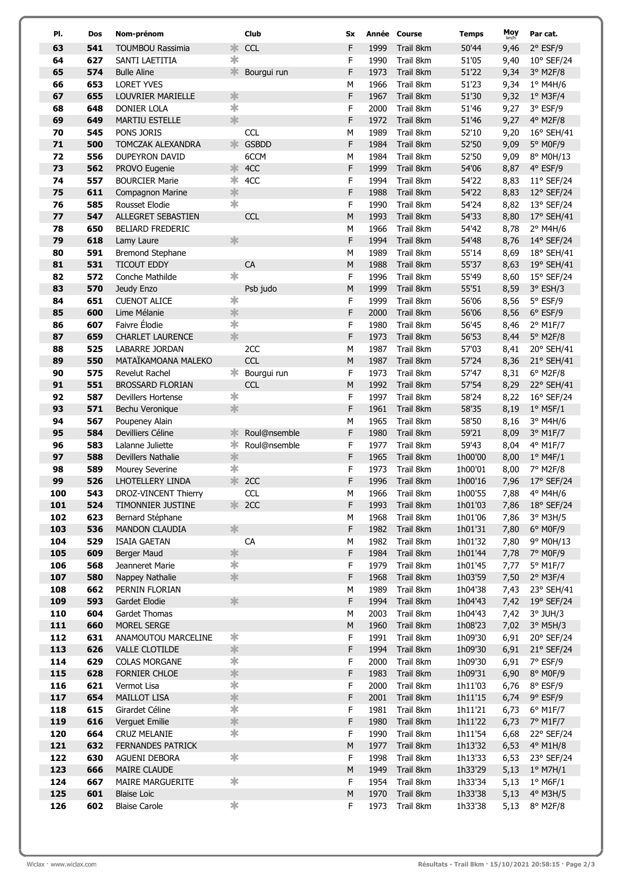| Pl. | Dos | Nom-prénom | | Club | Sx | Année | Course | Temps | Moy km/h | Par cat. |
|---|---|---|---|---|---|---|---|---|---|---|
| 63 | 541 | TOUMBOU Rassimia | * | CCL | F | 1999 | Trail 8km | 50'44 | 9,46 | 2° ESF/9 |
| 64 | 627 | SANTI LAETITIA | * | | F | 1990 | Trail 8km | 51'05 | 9,40 | 10° SEF/24 |
| 65 | 574 | Bulle Aline | * | Bourgui run | F | 1973 | Trail 8km | 51'22 | 9,34 | 3° M2F/8 |
| 66 | 653 | LORET YVES | | | M | 1966 | Trail 8km | 51'23 | 9,34 | 1° M4H/6 |
| 67 | 655 | LOUVRIER MARIELLE | * | | F | 1967 | Trail 8km | 51'30 | 9,32 | 1° M3F/4 |
| 68 | 648 | DONIER LOLA | * | | F | 2000 | Trail 8km | 51'46 | 9,27 | 3° ESF/9 |
| 69 | 649 | MARTIU ESTELLE | * | | F | 1972 | Trail 8km | 51'46 | 9,27 | 4° M2F/8 |
| 70 | 545 | PONS JORIS | | CCL | M | 1989 | Trail 8km | 52'10 | 9,20 | 16° SEH/41 |
| 71 | 500 | TOMCZAK ALEXANDRA | * | GSBDD | F | 1984 | Trail 8km | 52'50 | 9,09 | 5° M0F/9 |
| 72 | 556 | DUPEYRON DAVID | | 6CCM | M | 1984 | Trail 8km | 52'50 | 9,09 | 8° M0H/13 |
| 73 | 562 | PROVO Eugenie | * | 4CC | F | 1999 | Trail 8km | 54'06 | 8,87 | 4° ESF/9 |
| 74 | 557 | BOURCIER Marie | * | 4CC | F | 1994 | Trail 8km | 54'22 | 8,83 | 11° SEF/24 |
| 75 | 611 | Compagnon Marine | * | | F | 1988 | Trail 8km | 54'22 | 8,83 | 12° SEF/24 |
| 76 | 585 | Rousset Elodie | * | | F | 1990 | Trail 8km | 54'24 | 8,82 | 13° SEF/24 |
| 77 | 547 | ALLEGRET SEBASTIEN | | CCL | M | 1993 | Trail 8km | 54'33 | 8,80 | 17° SEH/41 |
| 78 | 650 | BELIARD FREDERIC | | | M | 1966 | Trail 8km | 54'42 | 8,78 | 2° M4H/6 |
| 79 | 618 | Lamy Laure | * | | F | 1994 | Trail 8km | 54'48 | 8,76 | 14° SEF/24 |
| 80 | 591 | Bremond Stephane | | | M | 1989 | Trail 8km | 55'14 | 8,69 | 18° SEH/41 |
| 81 | 531 | TICOUT EDDY | | CA | M | 1988 | Trail 8km | 55'37 | 8,63 | 19° SEH/41 |
| 82 | 572 | Conche Mathilde | * | | F | 1996 | Trail 8km | 55'49 | 8,60 | 15° SEF/24 |
| 83 | 570 | Jeudy Enzo | | Psb judo | M | 1999 | Trail 8km | 55'51 | 8,59 | 3° ESH/3 |
| 84 | 651 | CUENOT ALICE | * | | F | 1999 | Trail 8km | 56'06 | 8,56 | 5° ESF/9 |
| 85 | 600 | Lime Mélanie | * | | F | 2000 | Trail 8km | 56'06 | 8,56 | 6° ESF/9 |
| 86 | 607 | Faivre Élodie | * | | F | 1980 | Trail 8km | 56'45 | 8,46 | 2° M1F/7 |
| 87 | 659 | CHARLET LAURENCE | * | | F | 1973 | Trail 8km | 56'53 | 8,44 | 5° M2F/8 |
| 88 | 525 | LABARRE JORDAN | | 2CC | M | 1987 | Trail 8km | 57'03 | 8,41 | 20° SEH/41 |
| 89 | 550 | MATAÏKAMOANA MALEKO | | CCL | M | 1987 | Trail 8km | 57'24 | 8,36 | 21° SEH/41 |
| 90 | 575 | Revelut Rachel | * | Bourgui run | F | 1973 | Trail 8km | 57'47 | 8,31 | 6° M2F/8 |
| 91 | 551 | BROSSARD FLORIAN | | CCL | M | 1992 | Trail 8km | 57'54 | 8,29 | 22° SEH/41 |
| 92 | 587 | Devillers Hortense | * | | F | 1997 | Trail 8km | 58'24 | 8,22 | 16° SEF/24 |
| 93 | 571 | Bechu Veronique | * | | F | 1961 | Trail 8km | 58'35 | 8,19 | 1° M5F/1 |
| 94 | 567 | Poupeney Alain | | | M | 1965 | Trail 8km | 58'50 | 8,16 | 3° M4H/6 |
| 95 | 584 | Devilliers Céline | * | Roul@nsemble | F | 1980 | Trail 8km | 59'21 | 8,09 | 3° M1F/7 |
| 96 | 583 | Lalanne Juliette | * | Roul@nsemble | F | 1977 | Trail 8km | 59'43 | 8,04 | 4° M1F/7 |
| 97 | 588 | Devillers Nathalie | * | | F | 1965 | Trail 8km | 1h00'00 | 8,00 | 1° M4F/1 |
| 98 | 589 | Mourey Severine | * | | F | 1973 | Trail 8km | 1h00'01 | 8,00 | 7° M2F/8 |
| 99 | 526 | LHOTELLERY LINDA | * | 2CC | F | 1996 | Trail 8km | 1h00'16 | 7,96 | 17° SEF/24 |
| 100 | 543 | DROZ-VINCENT Thierry | | CCL | M | 1966 | Trail 8km | 1h00'55 | 7,88 | 4° M4H/6 |
| 101 | 524 | TIMONNIER JUSTINE | * | 2CC | F | 1993 | Trail 8km | 1h01'03 | 7,86 | 18° SEF/24 |
| 102 | 623 | Bernard Stéphane | | | M | 1968 | Trail 8km | 1h01'06 | 7,86 | 3° M3H/5 |
| 103 | 536 | MANDON CLAUDIA | * | | F | 1982 | Trail 8km | 1h01'31 | 7,80 | 6° M0F/9 |
| 104 | 529 | ISAIA GAETAN | | CA | M | 1982 | Trail 8km | 1h01'32 | 7,80 | 9° M0H/13 |
| 105 | 609 | Berger Maud | * | | F | 1984 | Trail 8km | 1h01'44 | 7,78 | 7° M0F/9 |
| 106 | 568 | Jeanneret Marie | * | | F | 1979 | Trail 8km | 1h01'45 | 7,77 | 5° M1F/7 |
| 107 | 580 | Nappey Nathalie | * | | F | 1968 | Trail 8km | 1h03'59 | 7,50 | 2° M3F/4 |
| 108 | 662 | PERNIN FLORIAN | | | M | 1989 | Trail 8km | 1h04'38 | 7,43 | 23° SEH/41 |
| 109 | 593 | Gardet Elodie | * | | F | 1994 | Trail 8km | 1h04'43 | 7,42 | 19° SEF/24 |
| 110 | 604 | Gardet Thomas | | | M | 2003 | Trail 8km | 1h04'43 | 7,42 | 3° JUH/3 |
| 111 | 660 | MOREL SERGE | | | M | 1960 | Trail 8km | 1h08'23 | 7,02 | 3° M5H/3 |
| 112 | 631 | ANAMOUTOU MARCELINE | * | | F | 1991 | Trail 8km | 1h09'30 | 6,91 | 20° SEF/24 |
| 113 | 626 | VALLE CLOTILDE | * | | F | 1994 | Trail 8km | 1h09'30 | 6,91 | 21° SEF/24 |
| 114 | 629 | COLAS MORGANE | * | | F | 2000 | Trail 8km | 1h09'30 | 6,91 | 7° ESF/9 |
| 115 | 628 | FORNIER CHLOE | * | | F | 1983 | Trail 8km | 1h09'31 | 6,90 | 8° M0F/9 |
| 116 | 621 | Vermot Lisa | * | | F | 2000 | Trail 8km | 1h11'03 | 6,76 | 8° ESF/9 |
| 117 | 654 | MAILLOT LISA | * | | F | 2001 | Trail 8km | 1h11'15 | 6,74 | 9° ESF/9 |
| 118 | 615 | Girardet Céline | * | | F | 1981 | Trail 8km | 1h11'21 | 6,73 | 6° M1F/7 |
| 119 | 616 | Verguet Emilie | * | | F | 1980 | Trail 8km | 1h11'22 | 6,73 | 7° M1F/7 |
| 120 | 664 | CRUZ MELANIE | * | | F | 1990 | Trail 8km | 1h11'54 | 6,68 | 22° SEF/24 |
| 121 | 632 | FERNANDES PATRICK | | | M | 1977 | Trail 8km | 1h13'32 | 6,53 | 4° M1H/8 |
| 122 | 630 | AGUENI DEBORA | * | | F | 1998 | Trail 8km | 1h13'33 | 6,53 | 23° SEF/24 |
| 123 | 666 | MAIRE CLAUDE | | | M | 1949 | Trail 8km | 1h33'29 | 5,13 | 1° M7H/1 |
| 124 | 667 | MAIRE MARGUERITE | * | | F | 1954 | Trail 8km | 1h33'34 | 5,13 | 1° M6F/1 |
| 125 | 601 | Blaise Loic | | | M | 1970 | Trail 8km | 1h33'38 | 5,13 | 4° M3H/5 |
| 126 | 602 | Blaise Carole | * | | F | 1973 | Trail 8km | 1h33'38 | 5,13 | 8° M2F/8 |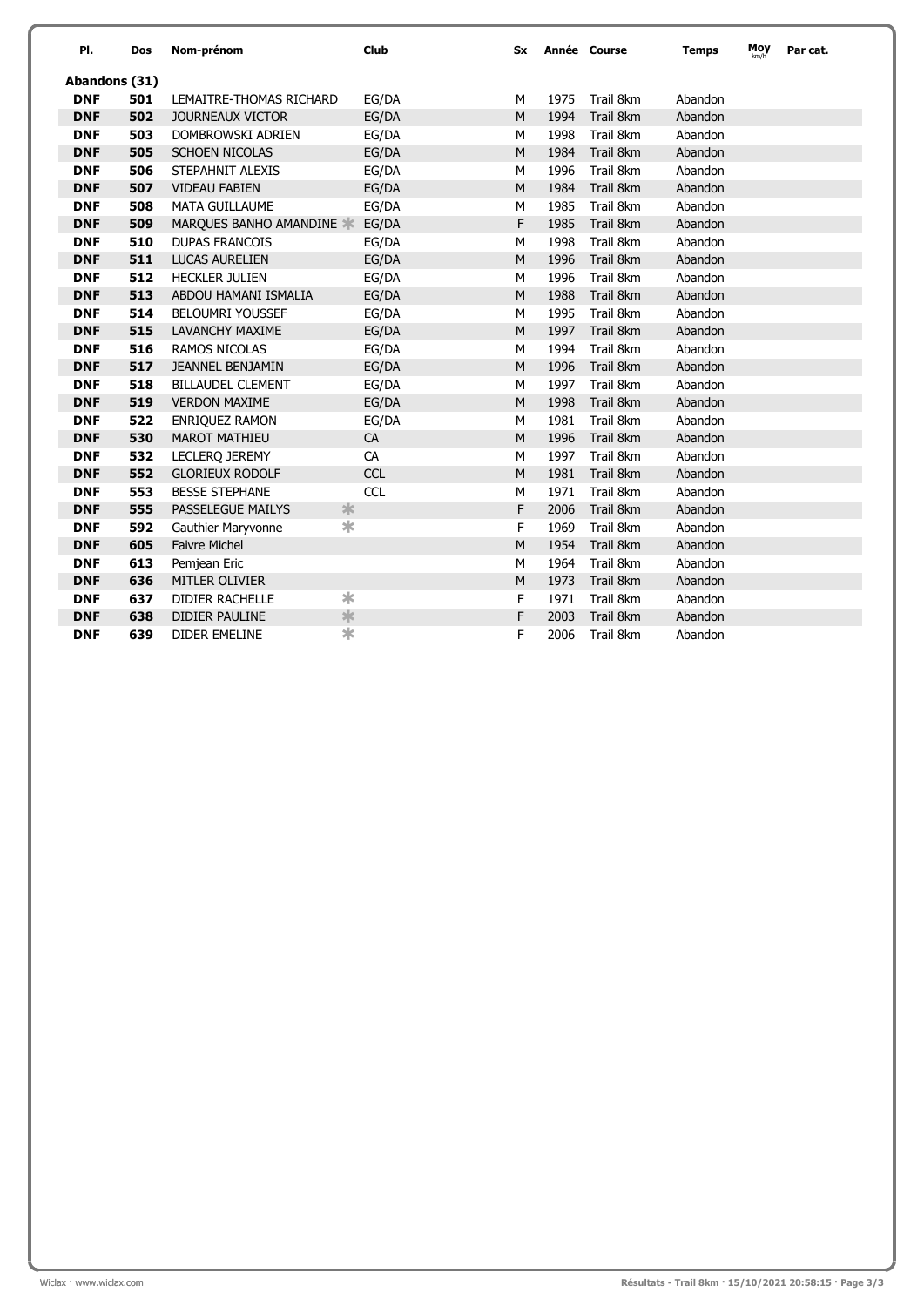| Pl. | Dos | Nom-prénom | | Club | Sx | Année | Course | Temps | Moy km/h | Par cat. |
|---|---|---|---|---|---|---|---|---|---|---|
| **Abandons (31)** | | | | | | | | | | |
| **DNF** | **501** | LEMAITRE-THOMAS RICHARD | | EG/DA | M | 1975 | Trail 8km | Abandon | | |
| **DNF** | **502** | JOURNEAUX VICTOR | | EG/DA | M | 1994 | Trail 8km | Abandon | | |
| **DNF** | **503** | DOMBROWSKI ADRIEN | | EG/DA | M | 1998 | Trail 8km | Abandon | | |
| **DNF** | **505** | SCHOEN NICOLAS | | EG/DA | M | 1984 | Trail 8km | Abandon | | |
| **DNF** | **506** | STEPAHNIT ALEXIS | | EG/DA | M | 1996 | Trail 8km | Abandon | | |
| **DNF** | **507** | VIDEAU FABIEN | | EG/DA | M | 1984 | Trail 8km | Abandon | | |
| **DNF** | **508** | MATA GUILLAUME | | EG/DA | M | 1985 | Trail 8km | Abandon | | |
| **DNF** | **509** | MARQUES BANHO AMANDINE | * | EG/DA | F | 1985 | Trail 8km | Abandon | | |
| **DNF** | **510** | DUPAS FRANCOIS | | EG/DA | M | 1998 | Trail 8km | Abandon | | |
| **DNF** | **511** | LUCAS AURELIEN | | EG/DA | M | 1996 | Trail 8km | Abandon | | |
| **DNF** | **512** | HECKLER JULIEN | | EG/DA | M | 1996 | Trail 8km | Abandon | | |
| **DNF** | **513** | ABDOU HAMANI ISMALIA | | EG/DA | M | 1988 | Trail 8km | Abandon | | |
| **DNF** | **514** | BELOUMRI YOUSSEF | | EG/DA | M | 1995 | Trail 8km | Abandon | | |
| **DNF** | **515** | LAVANCHY MAXIME | | EG/DA | M | 1997 | Trail 8km | Abandon | | |
| **DNF** | **516** | RAMOS NICOLAS | | EG/DA | M | 1994 | Trail 8km | Abandon | | |
| **DNF** | **517** | JEANNEL BENJAMIN | | EG/DA | M | 1996 | Trail 8km | Abandon | | |
| **DNF** | **518** | BILLAUDEL CLEMENT | | EG/DA | M | 1997 | Trail 8km | Abandon | | |
| **DNF** | **519** | VERDON MAXIME | | EG/DA | M | 1998 | Trail 8km | Abandon | | |
| **DNF** | **522** | ENRIQUEZ RAMON | | EG/DA | M | 1981 | Trail 8km | Abandon | | |
| **DNF** | **530** | MAROT MATHIEU | | CA | M | 1996 | Trail 8km | Abandon | | |
| **DNF** | **532** | LECLERQ JEREMY | | CA | M | 1997 | Trail 8km | Abandon | | |
| **DNF** | **552** | GLORIEUX RODOLF | | CCL | M | 1981 | Trail 8km | Abandon | | |
| **DNF** | **553** | BESSE STEPHANE | | CCL | M | 1971 | Trail 8km | Abandon | | |
| **DNF** | **555** | PASSELEGUE MAILYS | * | | F | 2006 | Trail 8km | Abandon | | |
| **DNF** | **592** | Gauthier Maryvonne | * | | F | 1969 | Trail 8km | Abandon | | |
| **DNF** | **605** | Faivre Michel | | | M | 1954 | Trail 8km | Abandon | | |
| **DNF** | **613** | Pemjean Eric | | | M | 1964 | Trail 8km | Abandon | | |
| **DNF** | **636** | MITLER OLIVIER | | | M | 1973 | Trail 8km | Abandon | | |
| **DNF** | **637** | DIDIER RACHELLE | * | | F | 1971 | Trail 8km | Abandon | | |
| **DNF** | **638** | DIDIER PAULINE | * | | F | 2003 | Trail 8km | Abandon | | |
| **DNF** | **639** | DIDER EMELINE | * | | F | 2006 | Trail 8km | Abandon | | |